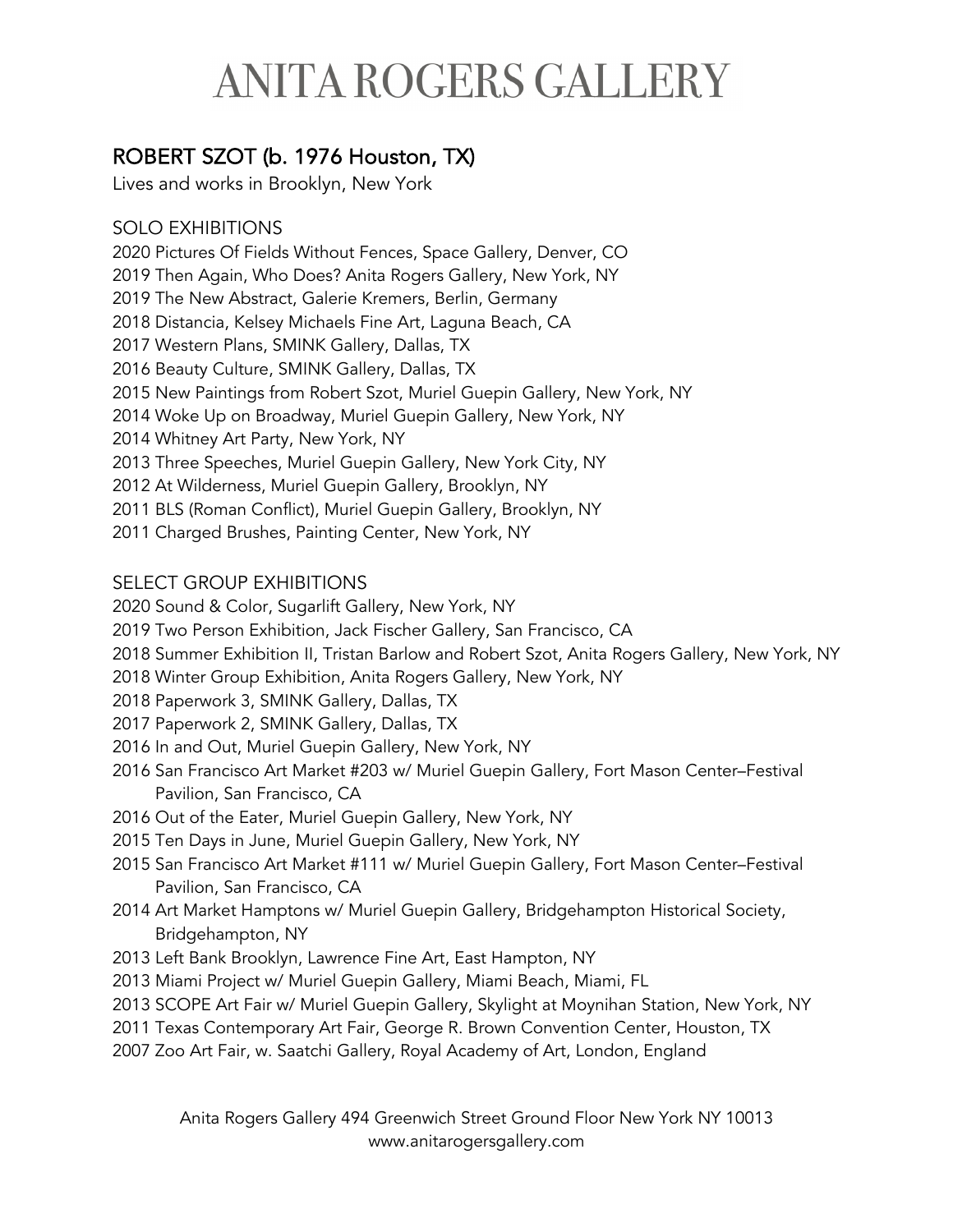# ANITA ROGERS GALLERY

## ROBERT SZOT (b. 1976 Houston, TX)

Lives and works in Brooklyn, New York

### SOLO EXHIBITIONS

2020 Pictures Of Fields Without Fences, Space Gallery, Denver, CO
2019 Then Again, Who Does? Anita Rogers Gallery, New York, NY
2019 The New Abstract, Galerie Kremers, Berlin, Germany
2018 Distancia, Kelsey Michaels Fine Art, Laguna Beach, CA
2017 Western Plans, SMINK Gallery, Dallas, TX
2016 Beauty Culture, SMINK Gallery, Dallas, TX
2015 New Paintings from Robert Szot, Muriel Guepin Gallery, New York, NY
2014 Woke Up on Broadway, Muriel Guepin Gallery, New York, NY
2014 Whitney Art Party, New York, NY
2013 Three Speeches, Muriel Guepin Gallery, New York City, NY
2012 At Wilderness, Muriel Guepin Gallery, Brooklyn, NY
2011 BLS (Roman Conflict), Muriel Guepin Gallery, Brooklyn, NY
2011 Charged Brushes, Painting Center, New York, NY

### SELECT GROUP EXHIBITIONS

2020 Sound & Color, Sugarlift Gallery, New York, NY
2019 Two Person Exhibition, Jack Fischer Gallery, San Francisco, CA
2018 Summer Exhibition II, Tristan Barlow and Robert Szot, Anita Rogers Gallery, New York, NY
2018 Winter Group Exhibition, Anita Rogers Gallery, New York, NY
2018 Paperwork 3, SMINK Gallery, Dallas, TX
2017 Paperwork 2, SMINK Gallery, Dallas, TX
2016 In and Out, Muriel Guepin Gallery, New York, NY
2016 San Francisco Art Market #203 w/ Muriel Guepin Gallery, Fort Mason Center–Festival Pavilion, San Francisco, CA
2016 Out of the Eater, Muriel Guepin Gallery, New York, NY
2015 Ten Days in June, Muriel Guepin Gallery, New York, NY
2015 San Francisco Art Market #111 w/ Muriel Guepin Gallery, Fort Mason Center–Festival Pavilion, San Francisco, CA
2014 Art Market Hamptons w/ Muriel Guepin Gallery, Bridgehampton Historical Society, Bridgehampton, NY
2013 Left Bank Brooklyn, Lawrence Fine Art, East Hampton, NY
2013 Miami Project w/ Muriel Guepin Gallery, Miami Beach, Miami, FL
2013 SCOPE Art Fair w/ Muriel Guepin Gallery, Skylight at Moynihan Station, New York, NY
2011 Texas Contemporary Art Fair, George R. Brown Convention Center, Houston, TX
2007 Zoo Art Fair, w. Saatchi Gallery, Royal Academy of Art, London, England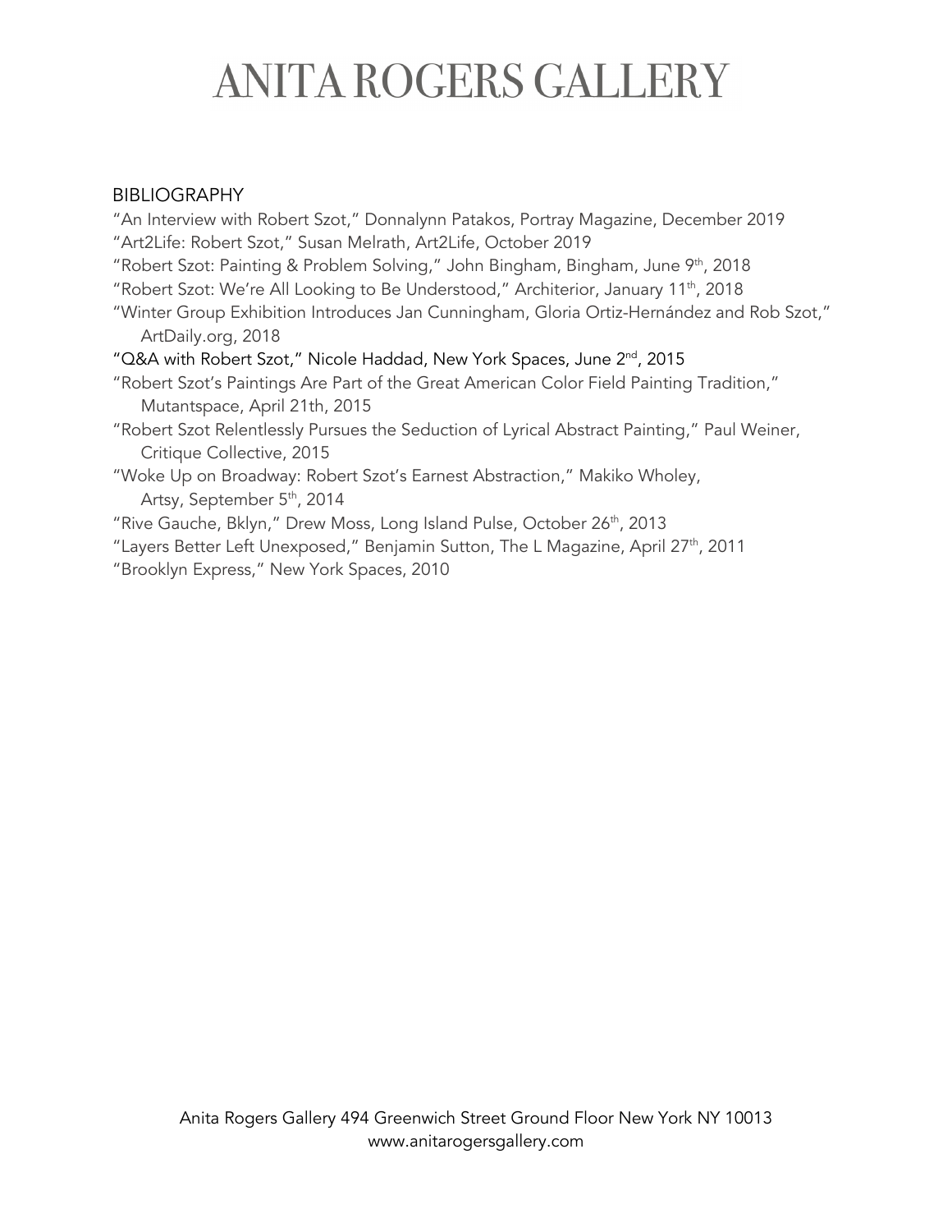# ANITA ROGERS GALLERY

## BIBLIOGRAPHY

"An Interview with Robert Szot," Donnalynn Patakos, Portray Magazine, December 2019

"Art2Life: Robert Szot," Susan Melrath, Art2Life, October 2019

"Robert Szot: Painting & Problem Solving," John Bingham, Bingham, June 9th, 2018

"Robert Szot: We're All Looking to Be Understood," Architerior, January 11th, 2018

"Winter Group Exhibition Introduces Jan Cunningham, Gloria Ortiz-Hernández and Rob Szot," ArtDaily.org, 2018

"Q&A with Robert Szot," Nicole Haddad, New York Spaces, June 2nd, 2015

"Robert Szot's Paintings Are Part of the Great American Color Field Painting Tradition," Mutantspace, April 21th, 2015

"Robert Szot Relentlessly Pursues the Seduction of Lyrical Abstract Painting," Paul Weiner, Critique Collective, 2015

"Woke Up on Broadway: Robert Szot's Earnest Abstraction," Makiko Wholey, Artsy, September 5th, 2014

"Rive Gauche, Bklyn," Drew Moss, Long Island Pulse, October 26th, 2013

"Layers Better Left Unexposed," Benjamin Sutton, The L Magazine, April 27th, 2011

"Brooklyn Express," New York Spaces, 2010

Anita Rogers Gallery 494 Greenwich Street Ground Floor New York NY 10013
www.anitarogersgallery.com